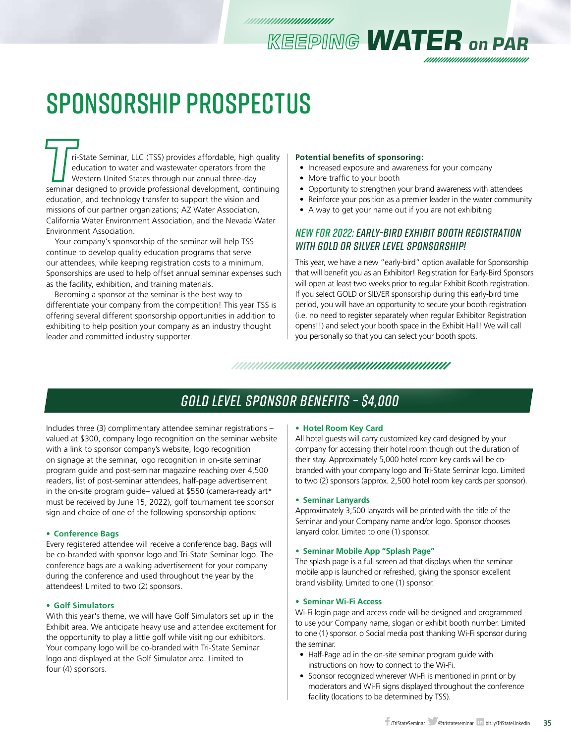# KEEPING WATER on PAR

# SPONSORSHIP PROSPECTUS

Tri-State Seminar, LLC (TSS) provides affordable, high quality education to water and wastewater operators from the Western United States through our annual three-day seminar designed to provide professional development, continuing education, and technology transfer to support the vision and missions of our partner organizations; AZ Water Association, California Water Environment Association, and the Nevada Water Environment Association.

Your company's sponsorship of the seminar will help TSS continue to develop quality education programs that serve our attendees, while keeping registration costs to a minimum. Sponsorships are used to help offset annual seminar expenses such as the facility, exhibition, and training materials.

Becoming a sponsor at the seminar is the best way to differentiate your company from the competition! This year TSS is offering several different sponsorship opportunities in addition to exhibiting to help position your company as an industry thought leader and committed industry supporter.

**Potential benefits of sponsoring:**

- Increased exposure and awareness for your company
- More traffic to your booth
- Opportunity to strengthen your brand awareness with attendees
- Reinforce your position as a premier leader in the water community
- A way to get your name out if you are not exhibiting

### *NEW FOR 2022:* EARLY-BIRD EXHIBIT BOOTH REGISTRATION WITH GOLD OR SILVER LEVEL SPONSORSHIP!

This year, we have a new "early-bird" option available for Sponsorship that will benefit you as an Exhibitor! Registration for Early-Bird Sponsors will open at least two weeks prior to regular Exhibit Booth registration. If you select GOLD or SILVER sponsorship during this early-bird time period, you will have an opportunity to secure your booth registration (i.e. no need to register separately when regular Exhibitor Registration opens!!) and select your booth space in the Exhibit Hall! We will call you personally so that you can select your booth spots.

## GOLD LEVEL SPONSOR BENEFITS – $4,000

Includes three (3) complimentary attendee seminar registrations – valued at $300, company logo recognition on the seminar website with a link to sponsor company's website, logo recognition on signage at the seminar, logo recognition in on-site seminar program guide and post-seminar magazine reaching over 4,500 readers, list of post-seminar attendees, half-page advertisement in the on-site program guide– valued at $550 (camera-ready art* must be received by June 15, 2022), golf tournament tee sponsor sign and choice of one of the following sponsorship options:

**• Conference Bags**

Every registered attendee will receive a conference bag. Bags will be co-branded with sponsor logo and Tri-State Seminar logo. The conference bags are a walking advertisement for your company during the conference and used throughout the year by the attendees! Limited to two (2) sponsors.

**• Golf Simulators**

With this year's theme, we will have Golf Simulators set up in the Exhibit area. We anticipate heavy use and attendee excitement for the opportunity to play a little golf while visiting our exhibitors. Your company logo will be co-branded with Tri-State Seminar logo and displayed at the Golf Simulator area. Limited to four (4) sponsors.

**• Hotel Room Key Card**

All hotel guests will carry customized key card designed by your company for accessing their hotel room though out the duration of their stay. Approximately 5,000 hotel room key cards will be co-branded with your company logo and Tri-State Seminar logo. Limited to two (2) sponsors (approx. 2,500 hotel room key cards per sponsor).

**• Seminar Lanyards**

Approximately 3,500 lanyards will be printed with the title of the Seminar and your Company name and/or logo. Sponsor chooses lanyard color. Limited to one (1) sponsor.

**• Seminar Mobile App "Splash Page"**

The splash page is a full screen ad that displays when the seminar mobile app is launched or refreshed, giving the sponsor excellent brand visibility. Limited to one (1) sponsor.

**• Seminar Wi-Fi Access**

Wi-Fi login page and access code will be designed and programmed to use your Company name, slogan or exhibit booth number. Limited to one (1) sponsor. o Social media post thanking Wi-Fi sponsor during the seminar.

- Half-Page ad in the on-site seminar program guide with instructions on how to connect to the Wi-Fi.
- Sponsor recognized wherever Wi-Fi is mentioned in print or by moderators and Wi-Fi signs displayed throughout the conference facility (locations to be determined by TSS).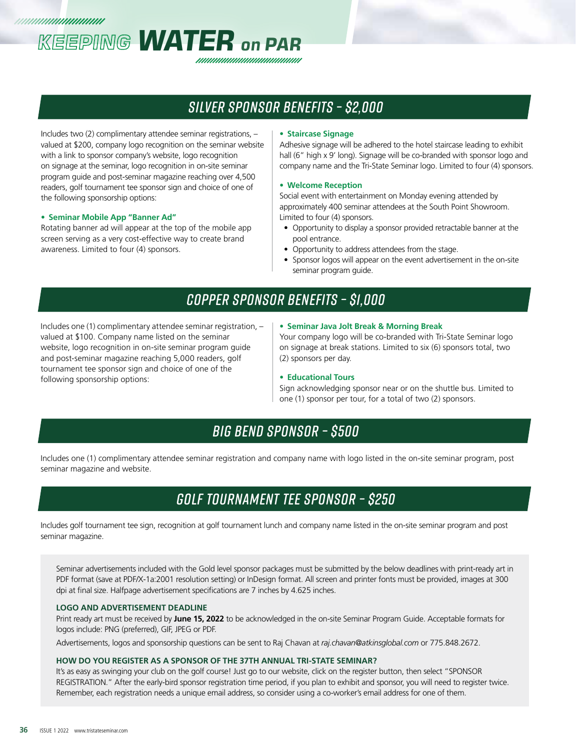# KEEPING WATER on PAR

## SILVER SPONSOR BENEFITS – $2,000

Includes two (2) complimentary attendee seminar registrations, – valued at $200, company logo recognition on the seminar website with a link to sponsor company's website, logo recognition on signage at the seminar, logo recognition in on-site seminar program guide and post-seminar magazine reaching over 4,500 readers, golf tournament tee sponsor sign and choice of one of the following sponsorship options:

**• Seminar Mobile App "Banner Ad"**

Rotating banner ad will appear at the top of the mobile app screen serving as a very cost-effective way to create brand awareness. Limited to four (4) sponsors.

**• Staircase Signage**

Adhesive signage will be adhered to the hotel staircase leading to exhibit hall (6" high x 9' long). Signage will be co-branded with sponsor logo and company name and the Tri-State Seminar logo. Limited to four (4) sponsors.

**• Welcome Reception**

Social event with entertainment on Monday evening attended by approximately 400 seminar attendees at the South Point Showroom. Limited to four (4) sponsors.

- Opportunity to display a sponsor provided retractable banner at the pool entrance.
- Opportunity to address attendees from the stage.
- Sponsor logos will appear on the event advertisement in the on-site seminar program guide.

## COPPER SPONSOR BENEFITS – $1,000

Includes one (1) complimentary attendee seminar registration, – valued at $100. Company name listed on the seminar website, logo recognition in on-site seminar program guide and post-seminar magazine reaching 5,000 readers, golf tournament tee sponsor sign and choice of one of the following sponsorship options:

**• Seminar Java Jolt Break & Morning Break**

Your company logo will be co-branded with Tri-State Seminar logo on signage at break stations. Limited to six (6) sponsors total, two (2) sponsors per day.

**• Educational Tours**

Sign acknowledging sponsor near or on the shuttle bus. Limited to one (1) sponsor per tour, for a total of two (2) sponsors.

## BIG BEND SPONSOR – $500

Includes one (1) complimentary attendee seminar registration and company name with logo listed in the on-site seminar program, post seminar magazine and website.

## GOLF TOURNAMENT TEE SPONSOR – $250

Includes golf tournament tee sign, recognition at golf tournament lunch and company name listed in the on-site seminar program and post seminar magazine.

Seminar advertisements included with the Gold level sponsor packages must be submitted by the below deadlines with print-ready art in PDF format (save at PDF/X-1a:2001 resolution setting) or InDesign format. All screen and printer fonts must be provided, images at 300 dpi at final size. Halfpage advertisement specifications are 7 inches by 4.625 inches.

**LOGO AND ADVERTISEMENT DEADLINE**

Print ready art must be received by **June 15, 2022** to be acknowledged in the on-site Seminar Program Guide. Acceptable formats for logos include: PNG (preferred), GIF, JPEG or PDF.

Advertisements, logos and sponsorship questions can be sent to Raj Chavan at *raj.chavan@atkinsglobal.com* or 775.848.2672.

**HOW DO YOU REGISTER AS A SPONSOR OF THE 37TH ANNUAL TRI-STATE SEMINAR?**

It's as easy as swinging your club on the golf course! Just go to our website, click on the register button, then select "SPONSOR REGISTRATION." After the early-bird sponsor registration time period, if you plan to exhibit and sponsor, you will need to register twice. Remember, each registration needs a unique email address, so consider using a co-worker's email address for one of them.